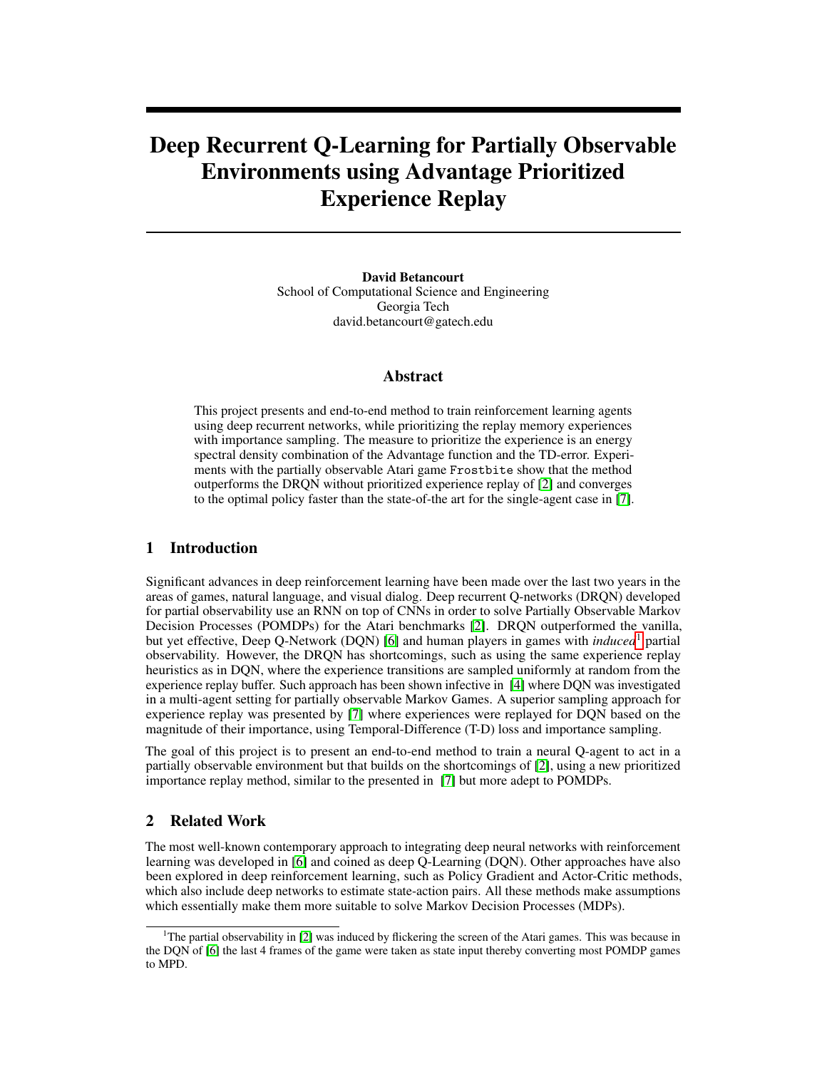# Deep Recurrent Q-Learning for Partially Observable Environments using Advantage Prioritized Experience Replay

**David Betancourt**
School of Computational Science and Engineering
Georgia Tech
david.betancourt@gatech.edu

## Abstract

This project presents and end-to-end method to train reinforcement learning agents using deep recurrent networks, while prioritizing the replay memory experiences with importance sampling. The measure to prioritize the experience is an energy spectral density combination of the Advantage function and the TD-error. Experiments with the partially observable Atari game `Frostbite` show that the method outperforms the DRQN without prioritized experience replay of [2] and converges to the optimal policy faster than the state-of-the art for the single-agent case in [7].

## 1 Introduction

Significant advances in deep reinforcement learning have been made over the last two years in the areas of games, natural language, and visual dialog. Deep recurrent Q-networks (DRQN) developed for partial observability use an RNN on top of CNNs in order to solve Partially Observable Markov Decision Processes (POMDPs) for the Atari benchmarks [2]. DRQN outperformed the vanilla, but yet effective, Deep Q-Network (DQN) [6] and human players in games with *induced*[1] partial observability. However, the DRQN has shortcomings, such as using the same experience replay heuristics as in DQN, where the experience transitions are sampled uniformly at random from the experience replay buffer. Such approach has been shown infective in [4] where DQN was investigated in a multi-agent setting for partially observable Markov Games. A superior sampling approach for experience replay was presented by [7] where experiences were replayed for DQN based on the magnitude of their importance, using Temporal-Difference (T-D) loss and importance sampling.

The goal of this project is to present an end-to-end method to train a neural Q-agent to act in a partially observable environment but that builds on the shortcomings of [2], using a new prioritized importance replay method, similar to the presented in [7] but more adept to POMDPs.

## 2 Related Work

The most well-known contemporary approach to integrating deep neural networks with reinforcement learning was developed in [6] and coined as deep Q-Learning (DQN). Other approaches have also been explored in deep reinforcement learning, such as Policy Gradient and Actor-Critic methods, which also include deep networks to estimate state-action pairs. All these methods make assumptions which essentially make them more suitable to solve Markov Decision Processes (MDPs).

[1] The partial observability in [2] was induced by flickering the screen of the Atari games. This was because in the DQN of [6] the last 4 frames of the game were taken as state input thereby converting most POMDP games to MPD.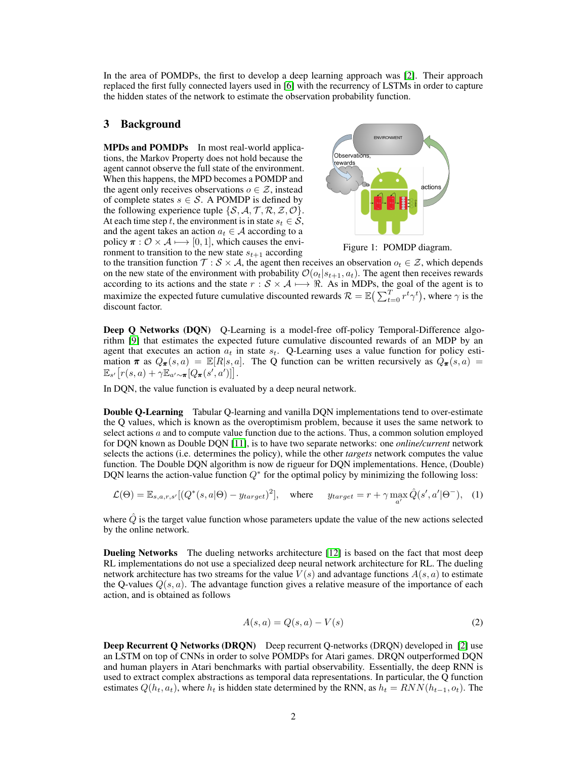In the area of POMDPs, the first to develop a deep learning approach was [2]. Their approach replaced the first fully connected layers used in [6] with the recurrency of LSTMs in order to capture the hidden states of the network to estimate the observation probability function.

## 3 Background

**MPDs and POMDPs** In most real-world applications, the Markov Property does not hold because the agent cannot observe the full state of the environment. When this happens, the MPD becomes a POMDP and the agent only receives observations $o \in \mathcal{Z}$, instead of complete states $s \in \mathcal{S}$. A POMDP is defined by the following experience tuple $\{\mathcal{S}, \mathcal{A}, \mathcal{T}, \mathcal{R}, \mathcal{Z}, \mathcal{O}\}$. At each time step $t$, the environment is in state $s_t \in \mathcal{S}$, and the agent takes an action $a_t \in \mathcal{A}$ according to a policy $\boldsymbol{\pi} : \mathcal{O} \times \mathcal{A} \longmapsto [0, 1]$, which causes the environment to transition to the new state $s_{t+1}$ according to the transition function $\mathcal{T} : \mathcal{S} \times \mathcal{A}$, the agent then receives an observation $o_t \in \mathcal{Z}$, which depends on the new state of the environment with probability $\mathcal{O}(o_t|s_{t+1}, a_t)$. The agent then receives rewards according to its actions and the state $r : \mathcal{S} \times \mathcal{A} \longmapsto \Re$. As in MDPs, the goal of the agent is to maximize the expected future cumulative discounted rewards $\mathcal{R} = \mathbb{E}\big(\sum_{t=0}^{T} r^t \gamma^t\big)$, where $\gamma$ is the discount factor.

Figure 1: POMDP diagram.

**Deep Q Networks (DQN)** Q-Learning is a model-free off-policy Temporal-Difference algorithm [9] that estimates the expected future cumulative discounted rewards of an MDP by an agent that executes an action $a_t$ in state $s_t$. Q-Learning uses a value function for policy estimation $\boldsymbol{\pi}$ as $Q_{\boldsymbol{\pi}}(s, a) = \mathbb{E}[R|s, a]$. The Q function can be written recursively as $Q_{\boldsymbol{\pi}}(s, a) = \mathbb{E}_{s'}\big[r(s, a) + \gamma \mathbb{E}_{a' \sim \boldsymbol{\pi}}[Q_{\boldsymbol{\pi}}(s', a')]\big]$.

In DQN, the value function is evaluated by a deep neural network.

**Double Q-Learning** Tabular Q-learning and vanilla DQN implementations tend to over-estimate the Q values, which is known as the overoptimism problem, because it uses the same network to select actions $a$ and to compute value function due to the actions. Thus, a common solution employed for DQN known as Double DQN [11], is to have two separate networks: one *online/current* network selects the actions (i.e. determines the policy), while the other *targets* network computes the value function. The Double DQN algorithm is now de rigueur for DQN implementations. Hence, (Double) DQN learns the action-value function $Q^*$ for the optimal policy by minimizing the following loss:

$$\mathcal{L}(\Theta) = \mathbb{E}_{s,a,r,s'}[(Q^*(s, a|\Theta) - y_{target})^2], \quad \text{where} \quad y_{target} = r + \gamma \max_{a'} \hat{Q}(s', a'|\Theta^-), \quad (1)$$

where $\hat{Q}$ is the target value function whose parameters update the value of the new actions selected by the online network.

**Dueling Networks** The dueling networks architecture [12] is based on the fact that most deep RL implementations do not use a specialized deep neural network architecture for RL. The dueling network architecture has two streams for the value $V(s)$ and advantage functions $A(s, a)$ to estimate the Q-values $Q(s, a)$. The advantage function gives a relative measure of the importance of each action, and is obtained as follows

$$A(s, a) = Q(s, a) - V(s) \quad (2)$$

**Deep Recurrent Q Networks (DRQN)** Deep recurrent Q-networks (DRQN) developed in [2] use an LSTM on top of CNNs in order to solve POMDPs for Atari games. DRQN outperformed DQN and human players in Atari benchmarks with partial observability. Essentially, the deep RNN is used to extract complex abstractions as temporal data representations. In particular, the Q function estimates $Q(h_t, a_t)$, where $h_t$ is hidden state determined by the RNN, as $h_t = RNN(h_{t-1}, o_t)$. The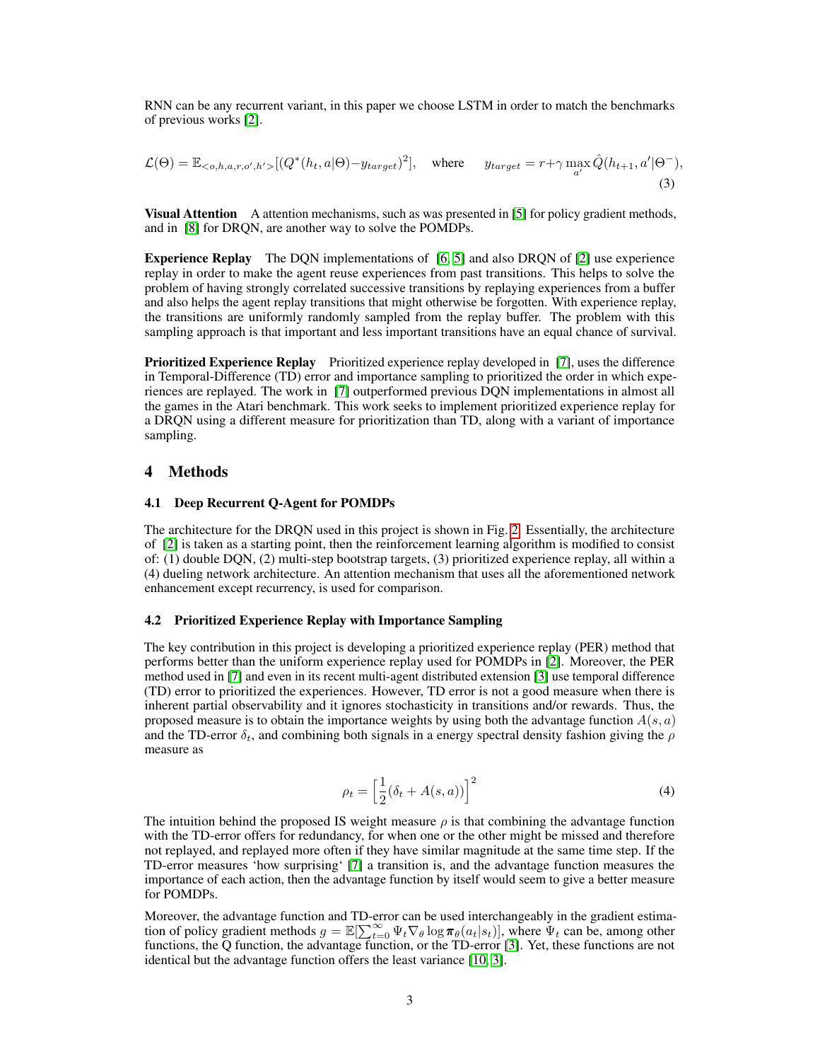RNN can be any recurrent variant, in this paper we choose LSTM in order to match the benchmarks of previous works [2].

$$\mathcal{L}(\Theta) = \mathbb{E}_{<o,h,a,r,o',h'>}[(Q^*(h_t, a|\Theta) - y_{target})^2], \quad \text{where} \quad y_{target} = r + \gamma \max_{a'} \hat{Q}(h_{t+1}, a'|\Theta^-), \tag{3}$$

**Visual Attention** A attention mechanisms, such as was presented in [5] for policy gradient methods, and in [8] for DRQN, are another way to solve the POMDPs.

**Experience Replay** The DQN implementations of [6, 5] and also DRQN of [2] use experience replay in order to make the agent reuse experiences from past transitions. This helps to solve the problem of having strongly correlated successive transitions by replaying experiences from a buffer and also helps the agent replay transitions that might otherwise be forgotten. With experience replay, the transitions are uniformly randomly sampled from the replay buffer. The problem with this sampling approach is that important and less important transitions have an equal chance of survival.

**Prioritized Experience Replay** Prioritized experience replay developed in [7], uses the difference in Temporal-Difference (TD) error and importance sampling to prioritized the order in which experiences are replayed. The work in [7] outperformed previous DQN implementations in almost all the games in the Atari benchmark. This work seeks to implement prioritized experience replay for a DRQN using a different measure for prioritization than TD, along with a variant of importance sampling.

## 4 Methods

### 4.1 Deep Recurrent Q-Agent for POMDPs

The architecture for the DRQN used in this project is shown in Fig. 2. Essentially, the architecture of [2] is taken as a starting point, then the reinforcement learning algorithm is modified to consist of: (1) double DQN, (2) multi-step bootstrap targets, (3) prioritized experience replay, all within a (4) dueling network architecture. An attention mechanism that uses all the aforementioned network enhancement except recurrency, is used for comparison.

### 4.2 Prioritized Experience Replay with Importance Sampling

The key contribution in this project is developing a prioritized experience replay (PER) method that performs better than the uniform experience replay used for POMDPs in [2]. Moreover, the PER method used in [7] and even in its recent multi-agent distributed extension [3] use temporal difference (TD) error to prioritized the experiences. However, TD error is not a good measure when there is inherent partial observability and it ignores stochasticity in transitions and/or rewards. Thus, the proposed measure is to obtain the importance weights by using both the advantage function $A(s, a)$ and the TD-error $\delta_t$, and combining both signals in a energy spectral density fashion giving the $\rho$ measure as

$$\rho_t = \left[\frac{1}{2}(\delta_t + A(s, a))\right]^2 \tag{4}$$

The intuition behind the proposed IS weight measure $\rho$ is that combining the advantage function with the TD-error offers for redundancy, for when one or the other might be missed and therefore not replayed, and replayed more often if they have similar magnitude at the same time step. If the TD-error measures 'how surprising' [7] a transition is, and the advantage function measures the importance of each action, then the advantage function by itself would seem to give a better measure for POMDPs.

Moreover, the advantage function and TD-error can be used interchangeably in the gradient estimation of policy gradient methods $g = \mathbb{E}[\sum_{t=0}^{\infty} \Psi_t \nabla_\theta \log \boldsymbol{\pi}_\theta(a_t|s_t)]$, where $\Psi_t$ can be, among other functions, the Q function, the advantage function, or the TD-error [3]. Yet, these functions are not identical but the advantage function offers the least variance [10, 3].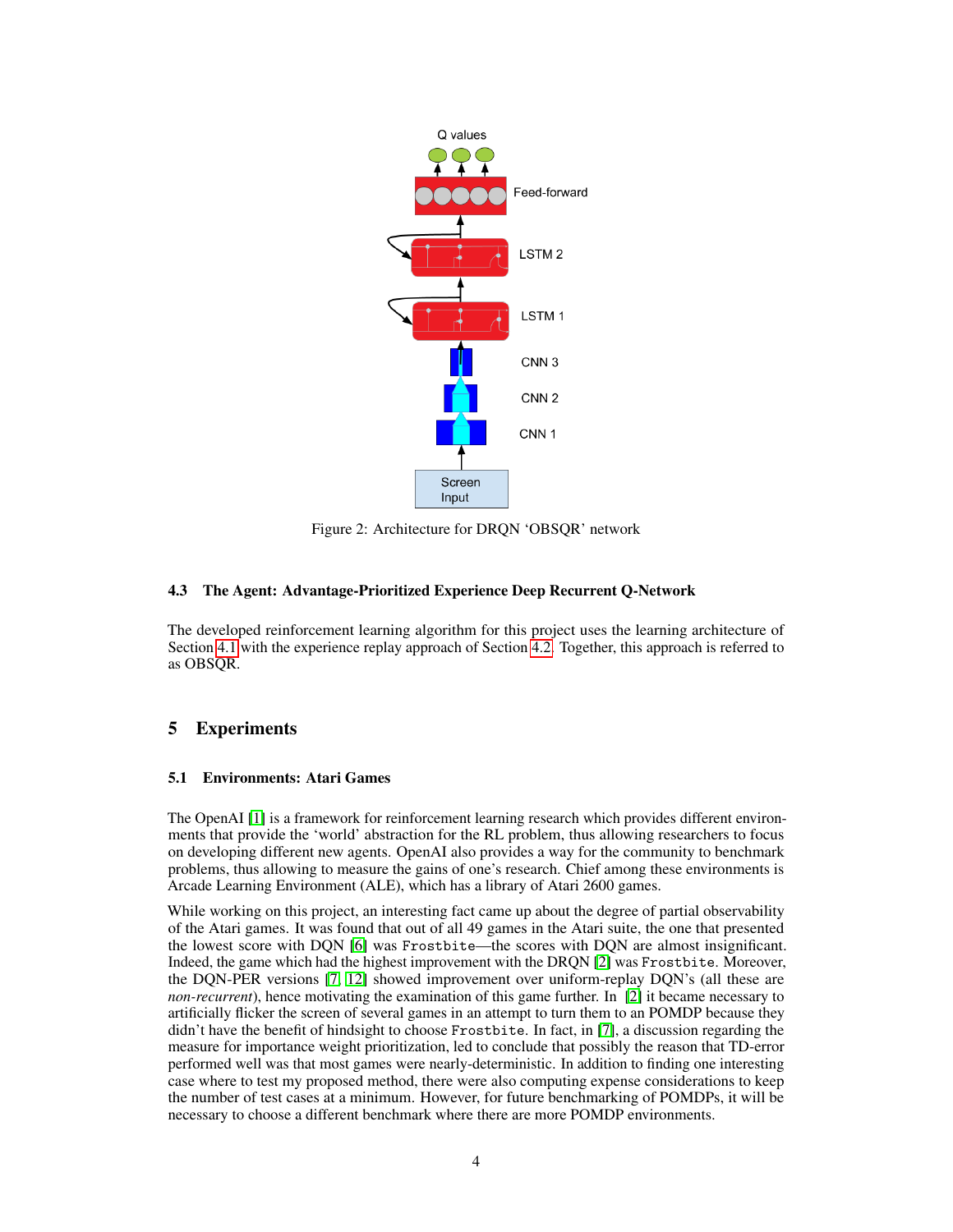Figure 2: Architecture for DRQN 'OBSQR' network

### 4.3 The Agent: Advantage-Prioritized Experience Deep Recurrent Q-Network

The developed reinforcement learning algorithm for this project uses the learning architecture of Section 4.1 with the experience replay approach of Section 4.2. Together, this approach is referred to as OBSQR.

## 5 Experiments

### 5.1 Environments: Atari Games

The OpenAI [1] is a framework for reinforcement learning research which provides different environments that provide the 'world' abstraction for the RL problem, thus allowing researchers to focus on developing different new agents. OpenAI also provides a way for the community to benchmark problems, thus allowing to measure the gains of one's research. Chief among these environments is Arcade Learning Environment (ALE), which has a library of Atari 2600 games.

While working on this project, an interesting fact came up about the degree of partial observability of the Atari games. It was found that out of all 49 games in the Atari suite, the one that presented the lowest score with DQN [6] was `Frostbite`—the scores with DQN are almost insignificant. Indeed, the game which had the highest improvement with the DRQN [2] was `Frostbite`. Moreover, the DQN-PER versions [7, 12] showed improvement over uniform-replay DQN's (all these are *non-recurrent*), hence motivating the examination of this game further. In [2] it became necessary to artificially flicker the screen of several games in an attempt to turn them to an POMDP because they didn't have the benefit of hindsight to choose `Frostbite`. In fact, in [7], a discussion regarding the measure for importance weight prioritization, led to conclude that possibly the reason that TD-error performed well was that most games were nearly-deterministic. In addition to finding one interesting case where to test my proposed method, there were also computing expense considerations to keep the number of test cases at a minimum. However, for future benchmarking of POMDPs, it will be necessary to choose a different benchmark where there are more POMDP environments.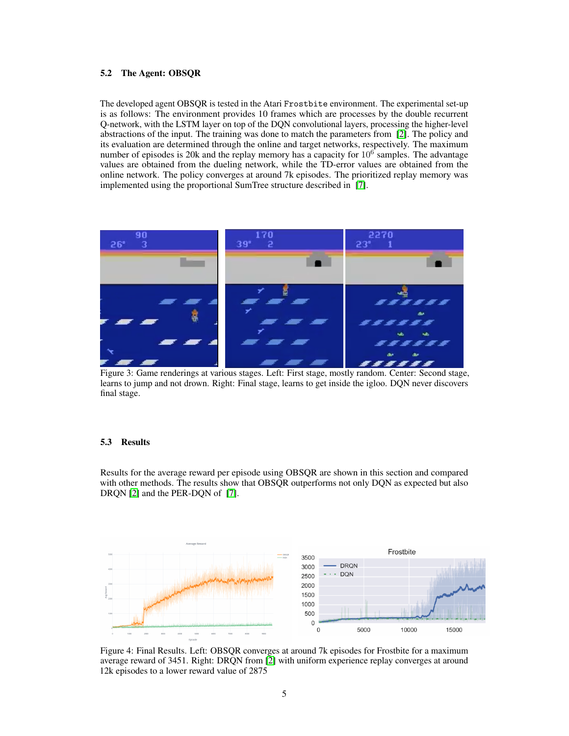### 5.2 The Agent: OBSQR

The developed agent OBSQR is tested in the Atari Frostbite environment. The experimental set-up is as follows: The environment provides 10 frames which are processes by the double recurrent Q-network, with the LSTM layer on top of the DQN convolutional layers, processing the higher-level abstractions of the input. The training was done to match the parameters from [2]. The policy and its evaluation are determined through the online and target networks, respectively. The maximum number of episodes is 20k and the replay memory has a capacity for $10^6$ samples. The advantage values are obtained from the dueling network, while the TD-error values are obtained from the online network. The policy converges at around 7k episodes. The prioritized replay memory was implemented using the proportional SumTree structure described in [7].

Figure 3: Game renderings at various stages. Left: First stage, mostly random. Center: Second stage, learns to jump and not drown. Right: Final stage, learns to get inside the igloo. DQN never discovers final stage.

### 5.3 Results

Results for the average reward per episode using OBSQR are shown in this section and compared with other methods. The results show that OBSQR outperforms not only DQN as expected but also DRQN [2] and the PER-DQN of [7].

Figure 4: Final Results. Left: OBSQR converges at around 7k episodes for Frostbite for a maximum average reward of 3451. Right: DRQN from [2] with uniform experience replay converges at around 12k episodes to a lower reward value of 2875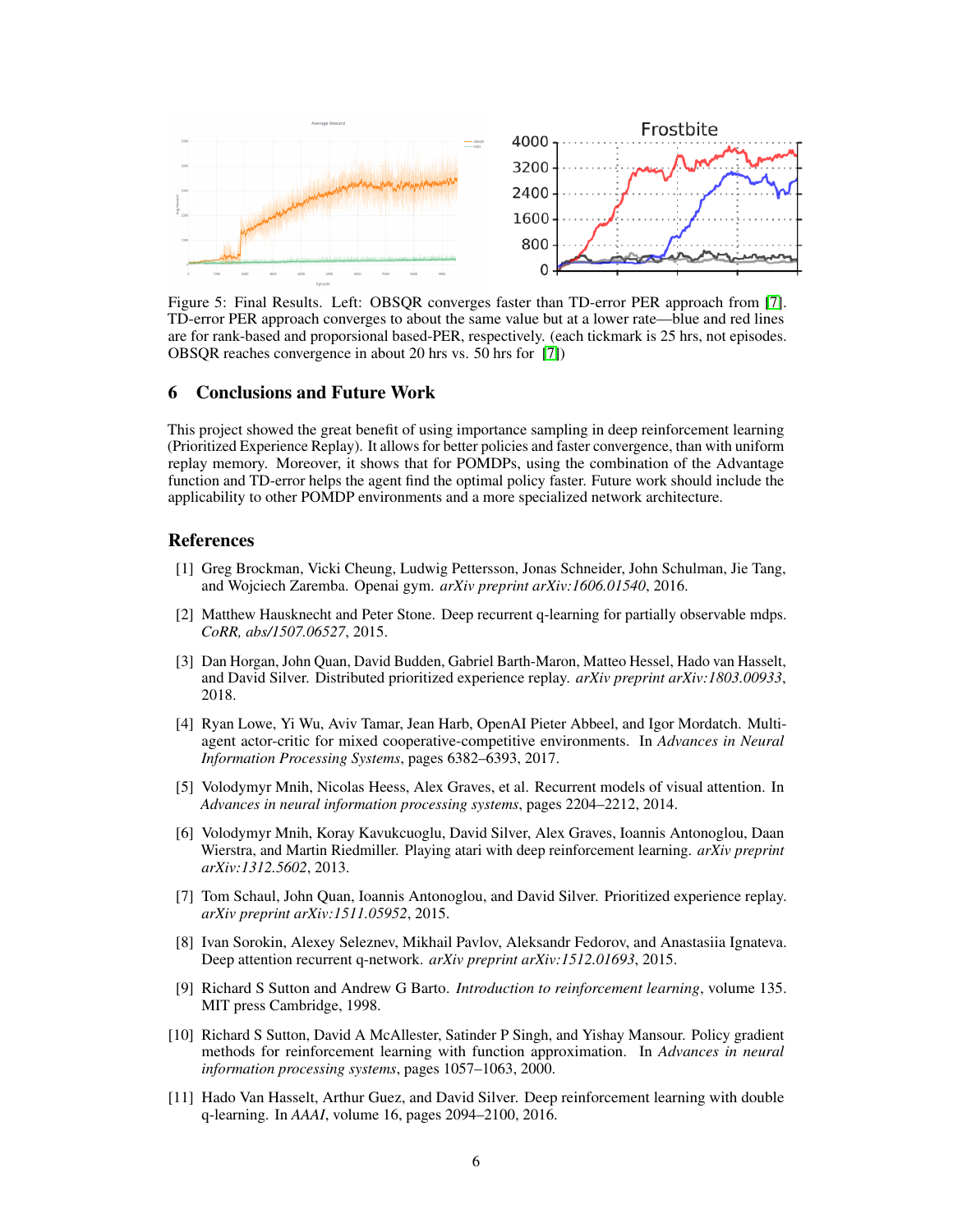Figure 5: Final Results. Left: OBSQR converges faster than TD-error PER approach from [7]. TD-error PER approach converges to about the same value but at a lower rate—blue and red lines are for rank-based and proporsional based-PER, respectively. (each tickmark is 25 hrs, not episodes. OBSQR reaches convergence in about 20 hrs vs. 50 hrs for [7])

## 6 Conclusions and Future Work

This project showed the great benefit of using importance sampling in deep reinforcement learning (Prioritized Experience Replay). It allows for better policies and faster convergence, than with uniform replay memory. Moreover, it shows that for POMDPs, using the combination of the Advantage function and TD-error helps the agent find the optimal policy faster. Future work should include the applicability to other POMDP environments and a more specialized network architecture.

## References

[1] Greg Brockman, Vicki Cheung, Ludwig Pettersson, Jonas Schneider, John Schulman, Jie Tang, and Wojciech Zaremba. Openai gym. *arXiv preprint arXiv:1606.01540*, 2016.

[2] Matthew Hausknecht and Peter Stone. Deep recurrent q-learning for partially observable mdps. *CoRR, abs/1507.06527*, 2015.

[3] Dan Horgan, John Quan, David Budden, Gabriel Barth-Maron, Matteo Hessel, Hado van Hasselt, and David Silver. Distributed prioritized experience replay. *arXiv preprint arXiv:1803.00933*, 2018.

[4] Ryan Lowe, Yi Wu, Aviv Tamar, Jean Harb, OpenAI Pieter Abbeel, and Igor Mordatch. Multi-agent actor-critic for mixed cooperative-competitive environments. In *Advances in Neural Information Processing Systems*, pages 6382–6393, 2017.

[5] Volodymyr Mnih, Nicolas Heess, Alex Graves, et al. Recurrent models of visual attention. In *Advances in neural information processing systems*, pages 2204–2212, 2014.

[6] Volodymyr Mnih, Koray Kavukcuoglu, David Silver, Alex Graves, Ioannis Antonoglou, Daan Wierstra, and Martin Riedmiller. Playing atari with deep reinforcement learning. *arXiv preprint arXiv:1312.5602*, 2013.

[7] Tom Schaul, John Quan, Ioannis Antonoglou, and David Silver. Prioritized experience replay. *arXiv preprint arXiv:1511.05952*, 2015.

[8] Ivan Sorokin, Alexey Seleznev, Mikhail Pavlov, Aleksandr Fedorov, and Anastasiia Ignateva. Deep attention recurrent q-network. *arXiv preprint arXiv:1512.01693*, 2015.

[9] Richard S Sutton and Andrew G Barto. *Introduction to reinforcement learning*, volume 135. MIT press Cambridge, 1998.

[10] Richard S Sutton, David A McAllester, Satinder P Singh, and Yishay Mansour. Policy gradient methods for reinforcement learning with function approximation. In *Advances in neural information processing systems*, pages 1057–1063, 2000.

[11] Hado Van Hasselt, Arthur Guez, and David Silver. Deep reinforcement learning with double q-learning. In *AAAI*, volume 16, pages 2094–2100, 2016.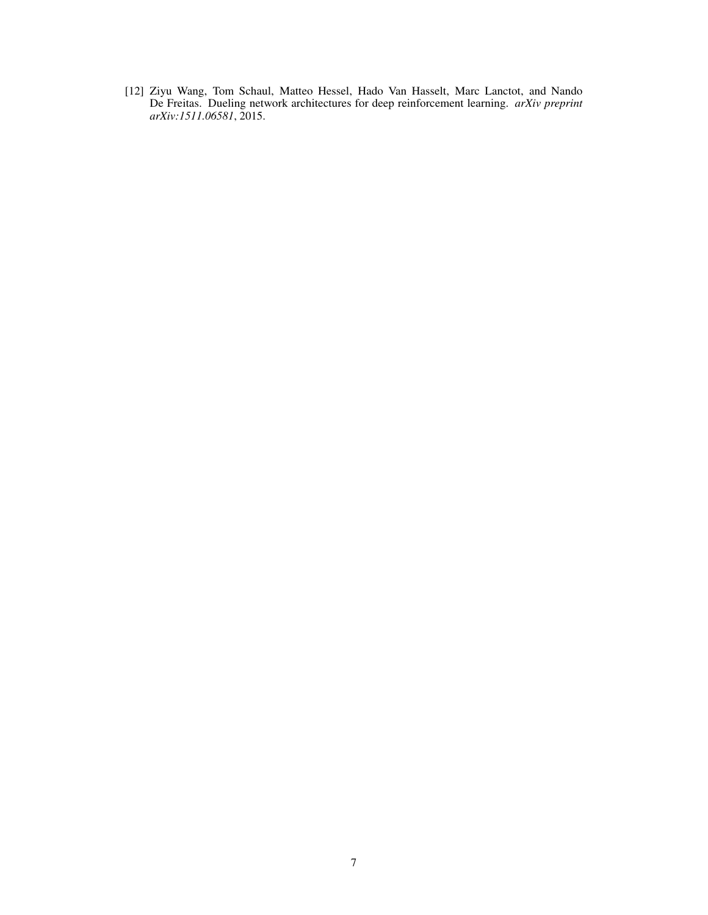[12] Ziyu Wang, Tom Schaul, Matteo Hessel, Hado Van Hasselt, Marc Lanctot, and Nando De Freitas. Dueling network architectures for deep reinforcement learning. *arXiv preprint arXiv:1511.06581*, 2015.